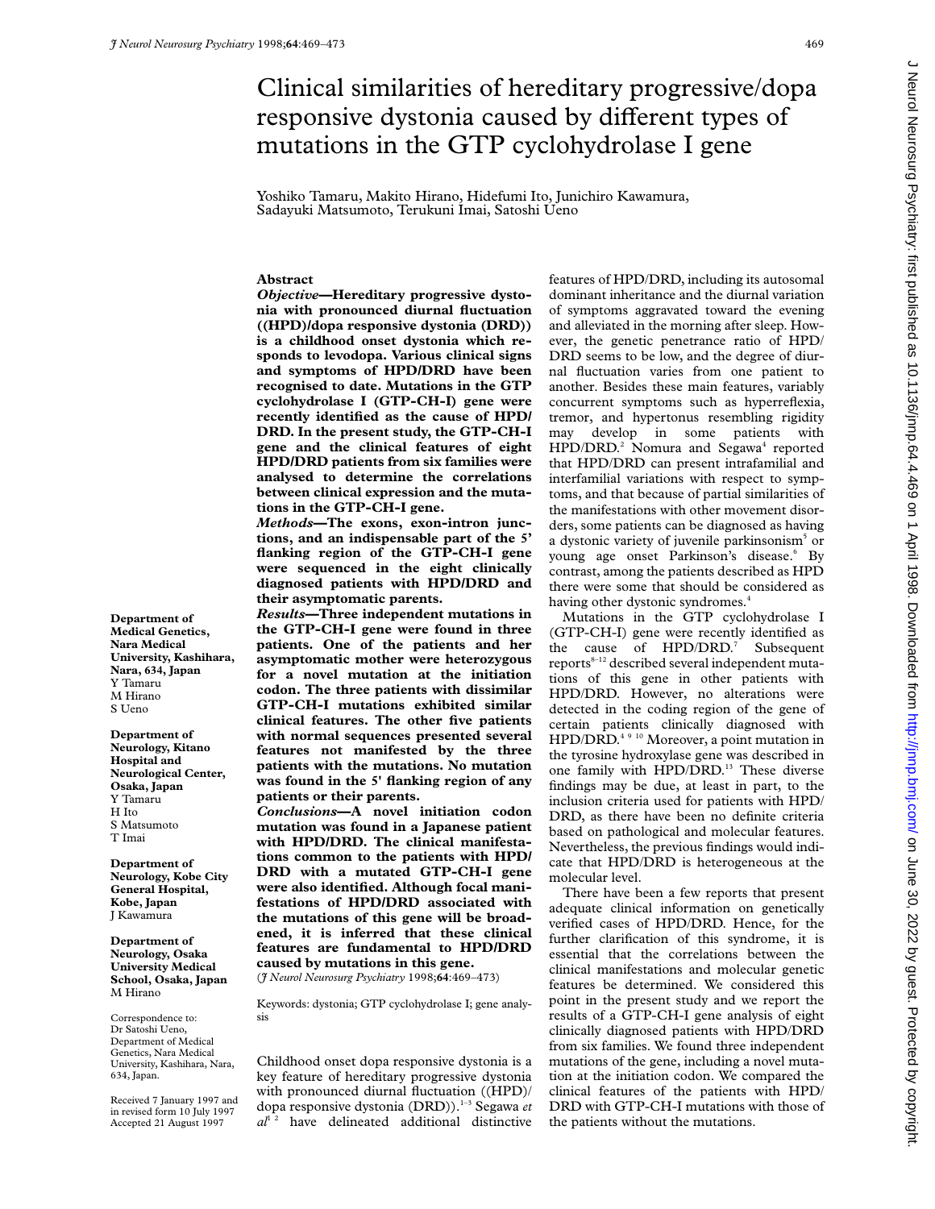# Clinical similarities of hereditary progressive/dopa responsive dystonia caused by different types of mutations in the GTP cyclohydrolase I gene

Yoshiko Tamaru, Makito Hirano, Hidefumi Ito, Junichiro Kawamura, Sadayuki Matsumoto, Terukuni Imai, Satoshi Ueno

**Department of Medical Genetics, Nara Medical University, Kashihara, Nara, 634, Japan**
Y Tamaru
M Hirano
S Ueno

**Department of Neurology, Kitano Hospital and Neurological Center, Osaka, Japan**
Y Tamaru
H Ito
S Matsumoto
T Imai

**Department of Neurology, Kobe City General Hospital, Kobe, Japan**
J Kawamura

**Department of Neurology, Osaka University Medical School, Osaka, Japan**
M Hirano

Correspondence to: Dr Satoshi Ueno, Department of Medical Genetics, Nara Medical University, Kashihara, Nara, 634, Japan.

Received 7 January 1997 and in revised form 10 July 1997
Accepted 21 August 1997

## Abstract

***Objective*—Hereditary progressive dystonia with pronounced diurnal fluctuation ((HPD)/dopa responsive dystonia (DRD)) is a childhood onset dystonia which responds to levodopa. Various clinical signs and symptoms of HPD/DRD have been recognised to date. Mutations in the GTP cyclohydrolase I (GTP-CH-I) gene were recently identified as the cause of HPD/DRD. In the present study, the GTP-CH-I gene and the clinical features of eight HPD/DRD patients from six families were analysed to determine the correlations between clinical expression and the mutations in the GTP-CH-I gene.**

***Methods*—The exons, exon-intron junctions, and an indispensable part of the 5' flanking region of the GTP-CH-I gene were sequenced in the eight clinically diagnosed patients with HPD/DRD and their asymptomatic parents.**

***Results*—Three independent mutations in the GTP-CH-I gene were found in three patients. One of the patients and her asymptomatic mother were heterozygous for a novel mutation at the initiation codon. The three patients with dissimilar GTP-CH-I mutations exhibited similar clinical features. The other five patients with normal sequences presented several features not manifested by the three patients with the mutations. No mutation was found in the 5' flanking region of any patients or their parents.**

***Conclusions*—A novel initiation codon mutation was found in a Japanese patient with HPD/DRD. The clinical manifestations common to the patients with HPD/DRD with a mutated GTP-CH-I gene were also identified. Although focal manifestations of HPD/DRD associated with the mutations of this gene will be broadened, it is inferred that these clinical features are fundamental to HPD/DRD caused by mutations in this gene.**

(*J Neurol Neurosurg Psychiatry* 1998;**64**:469–473)

Keywords: dystonia; GTP cyclohydrolase I; gene analysis

Childhood onset dopa responsive dystonia is a key feature of hereditary progressive dystonia with pronounced diurnal fluctuation ((HPD)/dopa responsive dystonia (DRD)).[1–3] Segawa *et al*[1 2] have delineated additional distinctive features of HPD/DRD, including its autosomal dominant inheritance and the diurnal variation of symptoms aggravated toward the evening and alleviated in the morning after sleep. However, the genetic penetrance ratio of HPD/DRD seems to be low, and the degree of diurnal fluctuation varies from one patient to another. Besides these main features, variably concurrent symptoms such as hyperreflexia, tremor, and hypertonus resembling rigidity may develop in some patients with HPD/DRD.[2] Nomura and Segawa[4] reported that HPD/DRD can present intrafamilial and interfamilial variations with respect to symptoms, and that because of partial similarities of the manifestations with other movement disorders, some patients can be diagnosed as having a dystonic variety of juvenile parkinsonism[5] or young age onset Parkinson's disease.[6] By contrast, among the patients described as HPD there were some that should be considered as having other dystonic syndromes.[4]

Mutations in the GTP cyclohydrolase I (GTP-CH-I) gene were recently identified as the cause of HPD/DRD.[7] Subsequent reports[8–12] described several independent mutations of this gene in other patients with HPD/DRD. However, no alterations were detected in the coding region of the gene of certain patients clinically diagnosed with HPD/DRD.[4 9 10] Moreover, a point mutation in the tyrosine hydroxylase gene was described in one family with HPD/DRD.[13] These diverse findings may be due, at least in part, to the inclusion criteria used for patients with HPD/DRD, as there have been no definite criteria based on pathological and molecular features. Nevertheless, the previous findings would indicate that HPD/DRD is heterogeneous at the molecular level.

There have been a few reports that present adequate clinical information on genetically verified cases of HPD/DRD. Hence, for the further clarification of this syndrome, it is essential that the correlations between the clinical manifestations and molecular genetic features be determined. We considered this point in the present study and we report the results of a GTP-CH-I gene analysis of eight clinically diagnosed patients with HPD/DRD from six families. We found three independent mutations of the gene, including a novel mutation at the initiation codon. We compared the clinical features of the patients with HPD/DRD with GTP-CH-I mutations with those of the patients without the mutations.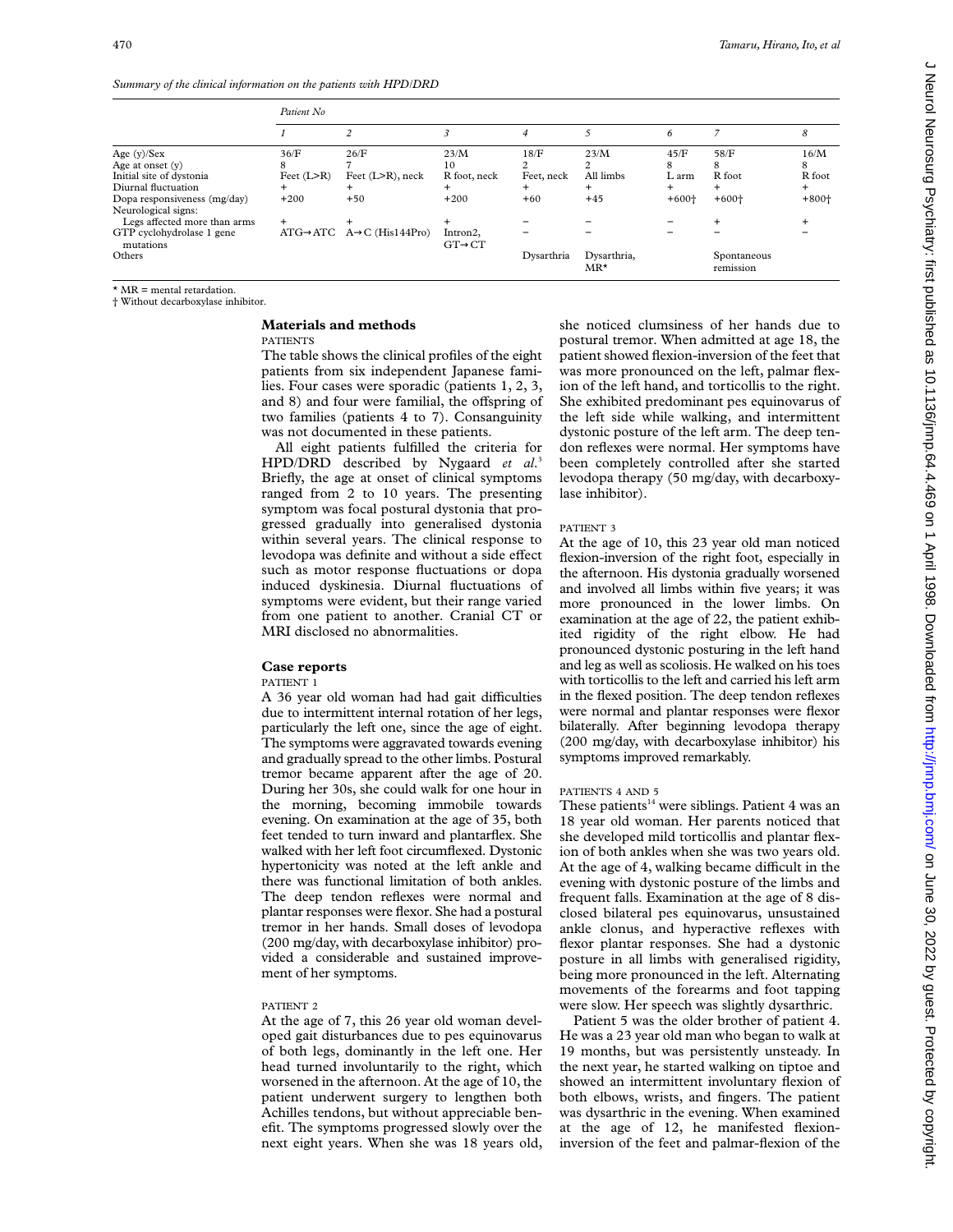*Summary of the clinical information on the patients with HPD/DRD*

| | Patient No | | | | | | | |
|---|---|---|---|---|---|---|---|---|
| | 1 | 2 | 3 | 4 | 5 | 6 | 7 | 8 |
| Age (y)/Sex | 36/F | 26/F | 23/M | 18/F | 23/M | 45/F | 58/F | 16/M |
| Age at onset (y) | 8 | 7 | 10 | 2 | 2 | 8 | 8 | 8 |
| Initial site of dystonia | Feet (L>R) | Feet (L>R), neck | R foot, neck | Feet, neck | All limbs | L arm | R foot | R foot |
| Diurnal fluctuation | + | + | + | + | + | + | + | + |
| Dopa responsiveness (mg/day) | +200 | +50 | +200 | +60 | +45 | +600† | +600† | +800† |
| Neurological signs: | | | | | | | | |
| Legs affected more than arms | + | + | + | − | − | − | + | + |
| GTP cyclohydrolase 1 gene mutations | ATG→ATC | A→C (His144Pro) | Intron2, GT→CT | − | − | − | − | − |
| Others | | | | Dysarthria | Dysarthria, MR* | | Spontaneous remission | |

\* MR = mental retardation.
† Without decarboxylase inhibitor.

## Materials and methods

### PATIENTS

The table shows the clinical profiles of the eight patients from six independent Japanese families. Four cases were sporadic (patients 1, 2, 3, and 8) and four were familial, the offspring of two families (patients 4 to 7). Consanguinity was not documented in these patients.

All eight patients fulfilled the criteria for HPD/DRD described by Nygaard *et al*.[3] Briefly, the age at onset of clinical symptoms ranged from 2 to 10 years. The presenting symptom was focal postural dystonia that progressed gradually into generalised dystonia within several years. The clinical response to levodopa was definite and without a side effect such as motor response fluctuations or dopa induced dyskinesia. Diurnal fluctuations of symptoms were evident, but their range varied from one patient to another. Cranial CT or MRI disclosed no abnormalities.

## Case reports

### PATIENT 1

A 36 year old woman had had gait difficulties due to intermittent internal rotation of her legs, particularly the left one, since the age of eight. The symptoms were aggravated towards evening and gradually spread to the other limbs. Postural tremor became apparent after the age of 20. During her 30s, she could walk for one hour in the morning, becoming immobile towards evening. On examination at the age of 35, both feet tended to turn inward and plantarflex. She walked with her left foot circumflexed. Dystonic hypertonicity was noted at the left ankle and there was functional limitation of both ankles. The deep tendon reflexes were normal and plantar responses were flexor. She had a postural tremor in her hands. Small doses of levodopa (200 mg/day, with decarboxylase inhibitor) provided a considerable and sustained improvement of her symptoms.

### PATIENT 2

At the age of 7, this 26 year old woman developed gait disturbances due to pes equinovarus of both legs, dominantly in the left one. Her head turned involuntarily to the right, which worsened in the afternoon. At the age of 10, the patient underwent surgery to lengthen both Achilles tendons, but without appreciable benefit. The symptoms progressed slowly over the next eight years. When she was 18 years old, she noticed clumsiness of her hands due to postural tremor. When admitted at age 18, the patient showed flexion-inversion of the feet that was more pronounced on the left, palmar flexion of the left hand, and torticollis to the right. She exhibited predominant pes equinovarus of the left side while walking, and intermittent dystonic posture of the left arm. The deep tendon reflexes were normal. Her symptoms have been completely controlled after she started levodopa therapy (50 mg/day, with decarboxylase inhibitor).

### PATIENT 3

At the age of 10, this 23 year old man noticed flexion-inversion of the right foot, especially in the afternoon. His dystonia gradually worsened and involved all limbs within five years; it was more pronounced in the lower limbs. On examination at the age of 22, the patient exhibited rigidity of the right elbow. He had pronounced dystonic posturing in the left hand and leg as well as scoliosis. He walked on his toes with torticollis to the left and carried his left arm in the flexed position. The deep tendon reflexes were normal and plantar responses were flexor bilaterally. After beginning levodopa therapy (200 mg/day, with decarboxylase inhibitor) his symptoms improved remarkably.

### PATIENTS 4 AND 5

These patients[14] were siblings. Patient 4 was an 18 year old woman. Her parents noticed that she developed mild torticollis and plantar flexion of both ankles when she was two years old. At the age of 4, walking became difficult in the evening with dystonic posture of the limbs and frequent falls. Examination at the age of 8 disclosed bilateral pes equinovarus, unsustained ankle clonus, and hyperactive reflexes with flexor plantar responses. She had a dystonic posture in all limbs with generalised rigidity, being more pronounced in the left. Alternating movements of the forearms and foot tapping were slow. Her speech was slightly dysarthric.

Patient 5 was the older brother of patient 4. He was a 23 year old man who began to walk at 19 months, but was persistently unsteady. In the next year, he started walking on tiptoe and showed an intermittent involuntary flexion of both elbows, wrists, and fingers. The patient was dysarthric in the evening. When examined at the age of 12, he manifested flexion-inversion of the feet and palmar-flexion of the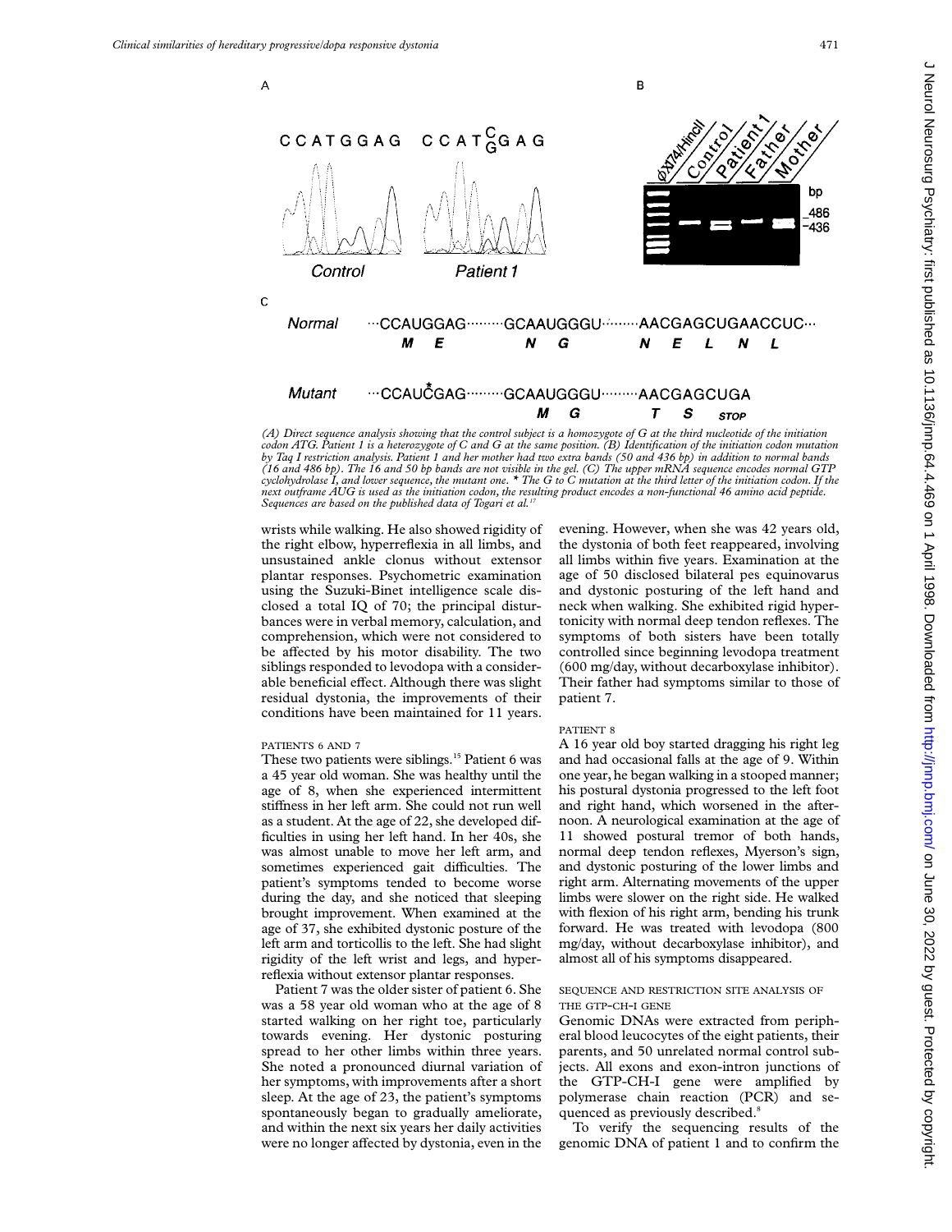A

CCATGGAG CCAT$^{C}_{G}$GAG

Control — Patient 1

B

ϕX174/HincII, Control, Patient 1, Father, Mother

bp 486, 436

C

Normal ···CCAUGGAG·········GCAAUGGGU·········AACGAGCUGAACCUC···
M E N G N E L N L

Mutant ···CCAUC*GAG·········GCAAUGGGU·········AACGAGCUGA
M G T S STOP

*(A) Direct sequence analysis showing that the control subject is a homozygote of G at the third nucleotide of the initiation codon ATG. Patient 1 is a heterozygote of C and G at the same position. (B) Identification of the initiation codon mutation by Taq I restriction analysis. Patient 1 and her mother had two extra bands (50 and 436 bp) in addition to normal bands (16 and 486 bp). The 16 and 50 bp bands are not visible in the gel. (C) The upper mRNA sequence encodes normal GTP cyclohydrolase I, and lower sequence, the mutant one. * The G to C mutation at the third letter of the initiation codon. If the next outframe AUG is used as the initiation codon, the resulting product encodes a non-functional 46 amino acid peptide. Sequences are based on the published data of Togari et al.*[17]

wrists while walking. He also showed rigidity of the right elbow, hyperreflexia in all limbs, and unsustained ankle clonus without extensor plantar responses. Psychometric examination using the Suzuki-Binet intelligence scale disclosed a total IQ of 70; the principal disturbances were in verbal memory, calculation, and comprehension, which were not considered to be affected by his motor disability. The two siblings responded to levodopa with a considerable beneficial effect. Although there was slight residual dystonia, the improvements of their conditions have been maintained for 11 years.

### PATIENTS 6 AND 7

These two patients were siblings.[15] Patient 6 was a 45 year old woman. She was healthy until the age of 8, when she experienced intermittent stiffness in her left arm. She could not run well as a student. At the age of 22, she developed difficulties in using her left hand. In her 40s, she was almost unable to move her left arm, and sometimes experienced gait difficulties. The patient's symptoms tended to become worse during the day, and she noticed that sleeping brought improvement. When examined at the age of 37, she exhibited dystonic posture of the left arm and torticollis to the left. She had slight rigidity of the left wrist and legs, and hyperreflexia without extensor plantar responses.

Patient 7 was the older sister of patient 6. She was a 58 year old woman who at the age of 8 started walking on her right toe, particularly towards evening. Her dystonic posturing spread to her other limbs within three years. She noted a pronounced diurnal variation of her symptoms, with improvements after a short sleep. At the age of 23, the patient's symptoms spontaneously began to gradually ameliorate, and within the next six years her daily activities were no longer affected by dystonia, even in the evening. However, when she was 42 years old, the dystonia of both feet reappeared, involving all limbs within five years. Examination at the age of 50 disclosed bilateral pes equinovarus and dystonic posturing of the left hand and neck when walking. She exhibited rigid hypertonicity with normal deep tendon reflexes. The symptoms of both sisters have been totally controlled since beginning levodopa treatment (600 mg/day, without decarboxylase inhibitor). Their father had symptoms similar to those of patient 7.

### PATIENT 8

A 16 year old boy started dragging his right leg and had occasional falls at the age of 9. Within one year, he began walking in a stooped manner; his postural dystonia progressed to the left foot and right hand, which worsened in the afternoon. A neurological examination at the age of 11 showed postural tremor of both hands, normal deep tendon reflexes, Myerson's sign, and dystonic posturing of the lower limbs and right arm. Alternating movements of the upper limbs were slower on the right side. He walked with flexion of his right arm, bending his trunk forward. He was treated with levodopa (800 mg/day, without decarboxylase inhibitor), and almost all of his symptoms disappeared.

### SEQUENCE AND RESTRICTION SITE ANALYSIS OF THE GTP-CH-I GENE

Genomic DNAs were extracted from peripheral blood leucocytes of the eight patients, their parents, and 50 unrelated normal control subjects. All exons and exon-intron junctions of the GTP-CH-I gene were amplified by polymerase chain reaction (PCR) and sequenced as previously described.[8]

To verify the sequencing results of the genomic DNA of patient 1 and to confirm the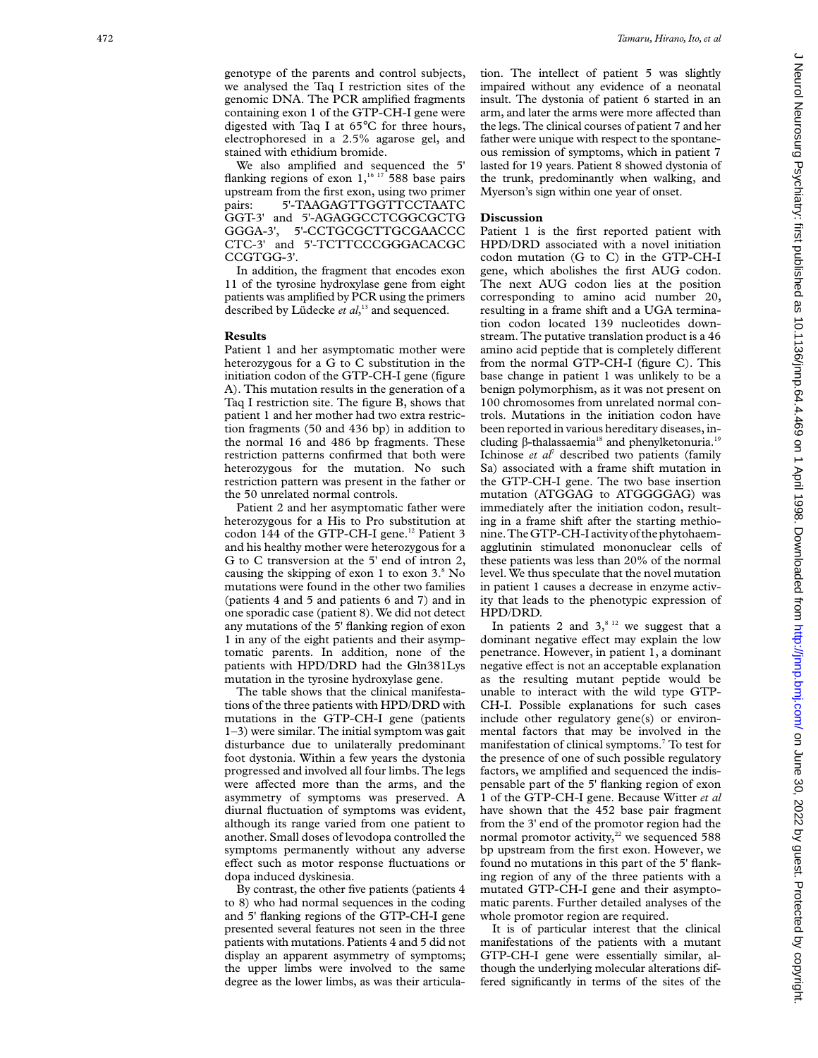genotype of the parents and control subjects, we analysed the Taq I restriction sites of the genomic DNA. The PCR amplified fragments containing exon 1 of the GTP-CH-I gene were digested with Taq I at 65°C for three hours, electrophoresed in a 2.5% agarose gel, and stained with ethidium bromide.

We also amplified and sequenced the 5' flanking regions of exon 1,[16 17] 588 base pairs upstream from the first exon, using two primer pairs: 5'-TAAGAGTTGGTTCCTAATC GGT-3' and 5'-AGAGGCCTCGGCGCTG GGGA-3', 5'-CCTGCGCTTGCGAACCC CTC-3' and 5'-TCTTCCCGGGACACGC CCGTGG-3'.

In addition, the fragment that encodes exon 11 of the tyrosine hydroxylase gene from eight patients was amplified by PCR using the primers described by Lüdecke *et al*,[13] and sequenced.

## Results

Patient 1 and her asymptomatic mother were heterozygous for a G to C substitution in the initiation codon of the GTP-CH-I gene (figure A). This mutation results in the generation of a Taq I restriction site. The figure B, shows that patient 1 and her mother had two extra restriction fragments (50 and 436 bp) in addition to the normal 16 and 486 bp fragments. These restriction patterns confirmed that both were heterozygous for the mutation. No such restriction pattern was present in the father or the 50 unrelated normal controls.

Patient 2 and her asymptomatic father were heterozygous for a His to Pro substitution at codon 144 of the GTP-CH-I gene.[12] Patient 3 and his healthy mother were heterozygous for a G to C transversion at the 5' end of intron 2, causing the skipping of exon 1 to exon 3.[8] No mutations were found in the other two families (patients 4 and 5 and patients 6 and 7) and in one sporadic case (patient 8). We did not detect any mutations of the 5' flanking region of exon 1 in any of the eight patients and their asymptomatic parents. In addition, none of the patients with HPD/DRD had the Gln381Lys mutation in the tyrosine hydroxylase gene.

The table shows that the clinical manifestations of the three patients with HPD/DRD with mutations in the GTP-CH-I gene (patients 1–3) were similar. The initial symptom was gait disturbance due to unilaterally predominant foot dystonia. Within a few years the dystonia progressed and involved all four limbs. The legs were affected more than the arms, and the asymmetry of symptoms was preserved. A diurnal fluctuation of symptoms was evident, although its range varied from one patient to another. Small doses of levodopa controlled the symptoms permanently without any adverse effect such as motor response fluctuations or dopa induced dyskinesia.

By contrast, the other five patients (patients 4 to 8) who had normal sequences in the coding and 5' flanking regions of the GTP-CH-I gene presented several features not seen in the three patients with mutations. Patients 4 and 5 did not display an apparent asymmetry of symptoms; the upper limbs were involved to the same degree as the lower limbs, as was their articulation. The intellect of patient 5 was slightly impaired without any evidence of a neonatal insult. The dystonia of patient 6 started in an arm, and later the arms were more affected than the legs. The clinical courses of patient 7 and her father were unique with respect to the spontaneous remission of symptoms, which in patient 7 lasted for 19 years. Patient 8 showed dystonia of the trunk, predominantly when walking, and Myerson's sign within one year of onset.

## Discussion

Patient 1 is the first reported patient with HPD/DRD associated with a novel initiation codon mutation (G to C) in the GTP-CH-I gene, which abolishes the first AUG codon. The next AUG codon lies at the position corresponding to amino acid number 20, resulting in a frame shift and a UGA termination codon located 139 nucleotides downstream. The putative translation product is a 46 amino acid peptide that is completely different from the normal GTP-CH-I (figure C). This base change in patient 1 was unlikely to be a benign polymorphism, as it was not present on 100 chromosomes from unrelated normal controls. Mutations in the initiation codon have been reported in various hereditary diseases, including β-thalassaemia[18] and phenylketonuria.[19] Ichinose *et al*[7] described two patients (family Sa) associated with a frame shift mutation in the GTP-CH-I gene. The two base insertion mutation (ATGGAG to ATGGGGAG) was immediately after the initiation codon, resulting in a frame shift after the starting methionine. The GTP-CH-I activity of the phytohaemagglutinin stimulated mononuclear cells of these patients was less than 20% of the normal level. We thus speculate that the novel mutation in patient 1 causes a decrease in enzyme activity that leads to the phenotypic expression of HPD/DRD.

In patients 2 and 3,[8 12] we suggest that a dominant negative effect may explain the low penetrance. However, in patient 1, a dominant negative effect is not an acceptable explanation as the resulting mutant peptide would be unable to interact with the wild type GTP-CH-I. Possible explanations for such cases include other regulatory gene(s) or environmental factors that may be involved in the manifestation of clinical symptoms.[7] To test for the presence of one of such possible regulatory factors, we amplified and sequenced the indispensable part of the 5' flanking region of exon 1 of the GTP-CH-I gene. Because Witter *et al* have shown that the 452 base pair fragment from the 3' end of the promotor region had the normal promotor activity,[22] we sequenced 588 bp upstream from the first exon. However, we found no mutations in this part of the 5' flanking region of any of the three patients with a mutated GTP-CH-I gene and their asymptomatic parents. Further detailed analyses of the whole promotor region are required.

It is of particular interest that the clinical manifestations of the patients with a mutant GTP-CH-I gene were essentially similar, although the underlying molecular alterations differed significantly in terms of the sites of the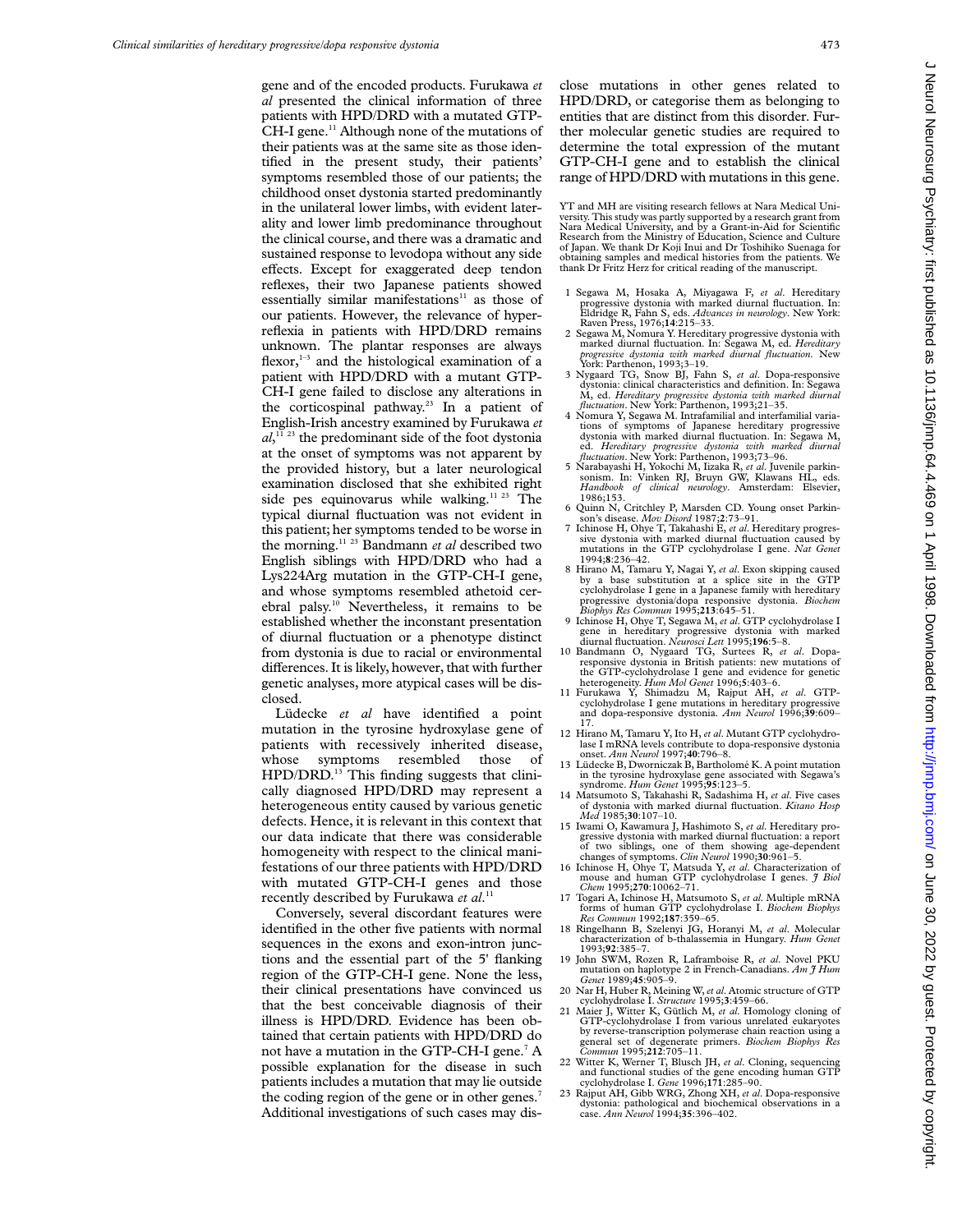gene and of the encoded products. Furukawa *et al* presented the clinical information of three patients with HPD/DRD with a mutated GTP-CH-I gene.[11] Although none of the mutations of their patients was at the same site as those identified in the present study, their patients' symptoms resembled those of our patients; the childhood onset dystonia started predominantly in the unilateral lower limbs, with evident laterality and lower limb predominance throughout the clinical course, and there was a dramatic and sustained response to levodopa without any side effects. Except for exaggerated deep tendon reflexes, their two Japanese patients showed essentially similar manifestations[11] as those of our patients. However, the relevance of hyperreflexia in patients with HPD/DRD remains unknown. The plantar responses are always flexor,[1–3] and the histological examination of a patient with HPD/DRD with a mutant GTP-CH-I gene failed to disclose any alterations in the corticospinal pathway.[23] In a patient of English-Irish ancestry examined by Furukawa *et al*,[11 23] the predominant side of the foot dystonia at the onset of symptoms was not apparent by the provided history, but a later neurological examination disclosed that she exhibited right side pes equinovarus while walking.[11 23] The typical diurnal fluctuation was not evident in this patient; her symptoms tended to be worse in the morning.[11 23] Bandmann *et al* described two English siblings with HPD/DRD who had a Lys224Arg mutation in the GTP-CH-I gene, and whose symptoms resembled athetoid cerebral palsy.[10] Nevertheless, it remains to be established whether the inconstant presentation of diurnal fluctuation or a phenotype distinct from dystonia is due to racial or environmental differences. It is likely, however, that with further genetic analyses, more atypical cases will be disclosed.

Lüdecke *et al* have identified a point mutation in the tyrosine hydroxylase gene of patients with recessively inherited disease, whose symptoms resembled those of HPD/DRD.[13] This finding suggests that clinically diagnosed HPD/DRD may represent a heterogeneous entity caused by various genetic defects. Hence, it is relevant in this context that our data indicate that there was considerable homogeneity with respect to the clinical manifestations of our three patients with HPD/DRD with mutated GTP-CH-I genes and those recently described by Furukawa *et al*.[11]

Conversely, several discordant features were identified in the other five patients with normal sequences in the exons and exon-intron junctions and the essential part of the 5' flanking region of the GTP-CH-I gene. None the less, their clinical presentations have convinced us that the best conceivable diagnosis of their illness is HPD/DRD. Evidence has been obtained that certain patients with HPD/DRD do not have a mutation in the GTP-CH-I gene.[7] A possible explanation for the disease in such patients includes a mutation that may lie outside the coding region of the gene or in other genes.[7] Additional investigations of such cases may disclose mutations in other genes related to HPD/DRD, or categorise them as belonging to entities that are distinct from this disorder. Further molecular genetic studies are required to determine the total expression of the mutant GTP-CH-I gene and to establish the clinical range of HPD/DRD with mutations in this gene.

YT and MH are visiting research fellows at Nara Medical University. This study was partly supported by a research grant from Nara Medical University, and by a Grant-in-Aid for Scientific Research from the Ministry of Education, Science and Culture of Japan. We thank Dr Koji Inui and Dr Toshihiko Suenaga for obtaining samples and medical histories from the patients. We thank Dr Fritz Herz for critical reading of the manuscript.

1. Segawa M, Hosaka A, Miyagawa F, *et al*. Hereditary progressive dystonia with marked diurnal fluctuation. In: Eldridge R, Fahn S, eds. *Advances in neurology*. New York: Raven Press, 1976;**14**:215–33.
2. Segawa M, Nomura Y. Hereditary progressive dystonia with marked diurnal fluctuation. In: Segawa M, ed. *Hereditary progressive dystonia with marked diurnal fluctuation*. New York: Parthenon, 1993;3–19.
3. Nygaard TG, Snow BJ, Fahn S, *et al*. Dopa-responsive dystonia: clinical characteristics and definition. In: Segawa M, ed. *Hereditary progressive dystonia with marked diurnal fluctuation*. New York: Parthenon, 1993;21–35.
4. Nomura Y, Segawa M. Intrafamilial and interfamilial variations of symptoms of Japanese hereditary progressive dystonia with marked diurnal fluctuation. In: Segawa M, ed. *Hereditary progressive dystonia with marked diurnal fluctuation*. New York: Parthenon, 1993;73–96.
5. Narabayashi H, Yokochi M, Iizaka R, *et al*. Juvenile parkinsonism. In: Vinken RJ, Bruyn GW, Klawans HL, eds. *Handbook of clinical neurology*. Amsterdam: Elsevier, 1986;153.
6. Quinn N, Critchley P, Marsden CD. Young onset Parkinson's disease. *Mov Disord* 1987;**2**:73–91.
7. Ichinose H, Ohye T, Takahashi E, *et al*. Hereditary progressive dystonia with marked diurnal fluctuation caused by mutations in the GTP cyclohydrolase I gene. *Nat Genet* 1994;**8**:236–42.
8. Hirano M, Tamaru Y, Nagai Y, *et al*. Exon skipping caused by a base substitution at a splice site in the GTP cyclohydrolase I gene in a Japanese family with hereditary progressive dystonia/dopa responsive dystonia. *Biochem Biophys Res Commun* 1995;**213**:645–51.
9. Ichinose H, Ohye T, Segawa M, *et al*. GTP cyclohydrolase I gene in hereditary progressive dystonia with marked diurnal fluctuation. *Neurosci Lett* 1995;**196**:5–8.
10. Bandmann O, Nygaard TG, Surtees R, *et al*. Dopa-responsive dystonia in British patients: new mutations of the GTP-cyclohydrolase I gene and evidence for genetic heterogeneity. *Hum Mol Genet* 1996;**5**:403–6.
11. Furukawa Y, Shimadzu M, Rajput AH, *et al*. GTP-cyclohydrolase I gene mutations in hereditary progressive and dopa-responsive dystonia. *Ann Neurol* 1996;**39**:609–17.
12. Hirano M, Tamaru Y, Ito H, *et al*. Mutant GTP cyclohydrolase I mRNA levels contribute to dopa-responsive dystonia onset. *Ann Neurol* 1997;**40**:796–8.
13. Lüdecke B, Dworniczak B, Bartholomé K. A point mutation in the tyrosine hydroxylase gene associated with Segawa's syndrome. *Hum Genet* 1995;**95**:123–5.
14. Matsumoto S, Takahashi R, Sadashima H, *et al*. Five cases of dystonia with marked diurnal fluctuation. *Kitano Hosp Med* 1985;**30**:107–10.
15. Iwami O, Kawamura J, Hashimoto S, *et al*. Hereditary progressive dystonia with marked diurnal fluctuation: a report of two siblings, one of them showing age-dependent changes of symptoms. *Clin Neurol* 1990;**30**:961–5.
16. Ichinose H, Ohye T, Matsuda Y, *et al*. Characterization of mouse and human GTP cyclohydrolase I genes. *J Biol Chem* 1995;**270**:10062–71.
17. Togari A, Ichinose H, Matsumoto S, *et al*. Multiple mRNA forms of human GTP cyclohydrolase I. *Biochem Biophys Res Commun* 1992;**187**:359–65.
18. Ringelhann B, Szelenyi JG, Horanyi M, *et al*. Molecular characterization of b-thalassemia in Hungary. *Hum Genet* 1993;**92**:385–7.
19. John SWM, Rozen R, Laframboise R, *et al*. Novel PKU mutation on haplotype 2 in French-Canadians. *Am J Hum Genet* 1989;**45**:905–9.
20. Nar H, Huber R, Meining W, *et al*. Atomic structure of GTP cyclohydrolase I. *Structure* 1995;**3**:459–66.
21. Maier J, Witter K, Gütlich M, *et al*. Homology cloning of GTP-cyclohydrolase I from various unrelated eukaryotes by reverse-transcription polymerase chain reaction using a general set of degenerate primers. *Biochem Biophys Res Commun* 1995;**212**:705–11.
22. Witter K, Werner T, Blusch JH, *et al*. Cloning, sequencing and functional studies of the gene encoding human GTP cyclohydrolase I. *Gene* 1996;**171**:285–90.
23. Rajput AH, Gibb WRG, Zhong XH, *et al*. Dopa-responsive dystonia: pathological and biochemical observations in a case. *Ann Neurol* 1994;**35**:396–402.